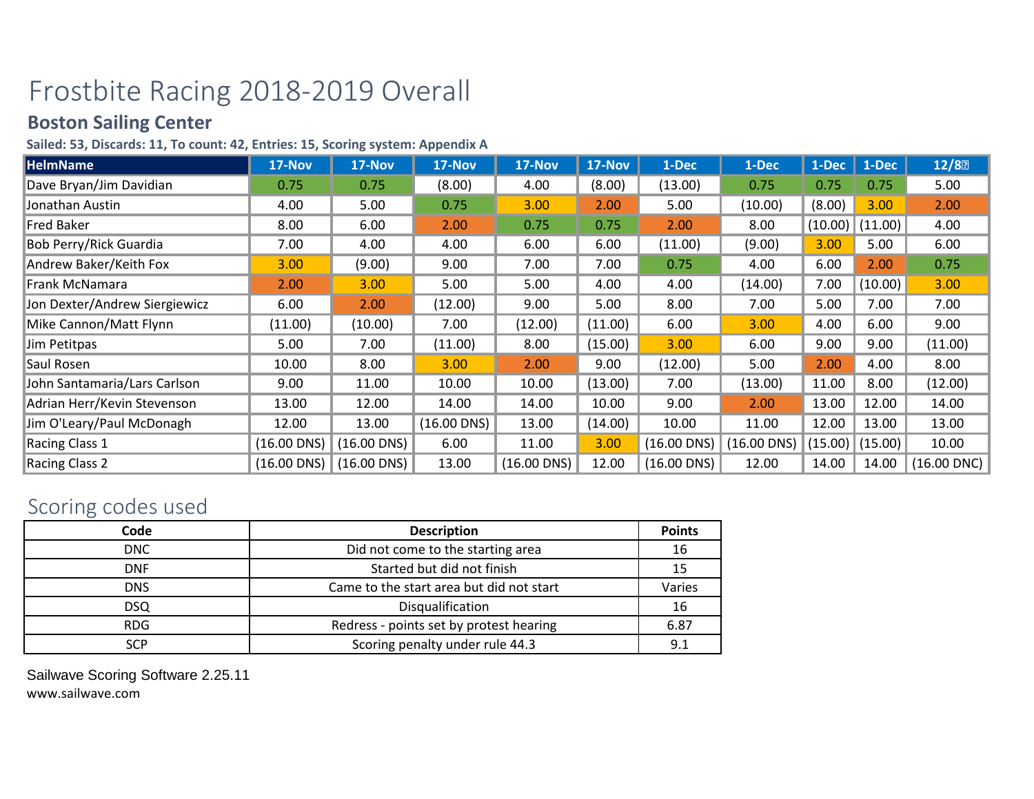# Frostbite Racing 2018-2019 Overall

## Boston Sailing Center

**Sailed: 53, Discards: 11, To count: 42, Entries: 15, Scoring system: Appendix A**

| HelmName | 17-Nov | 17-Nov | 17-Nov | 17-Nov | 17-Nov | 1-Dec | 1-Dec | 1-Dec | 1-Dec | 12/8� |
|---|---|---|---|---|---|---|---|---|---|---|
| Dave Bryan/Jim Davidian | 0.75 | 0.75 | (8.00) | 4.00 | (8.00) | (13.00) | 0.75 | 0.75 | 0.75 | 5.00 |
| Jonathan Austin | 4.00 | 5.00 | 0.75 | 3.00 | 2.00 | 5.00 | (10.00) | (8.00) | 3.00 | 2.00 |
| Fred Baker | 8.00 | 6.00 | 2.00 | 0.75 | 0.75 | 2.00 | 8.00 | (10.00) | (11.00) | 4.00 |
| Bob Perry/Rick Guardia | 7.00 | 4.00 | 4.00 | 6.00 | 6.00 | (11.00) | (9.00) | 3.00 | 5.00 | 6.00 |
| Andrew Baker/Keith Fox | 3.00 | (9.00) | 9.00 | 7.00 | 7.00 | 0.75 | 4.00 | 6.00 | 2.00 | 0.75 |
| Frank McNamara | 2.00 | 3.00 | 5.00 | 5.00 | 4.00 | 4.00 | (14.00) | 7.00 | (10.00) | 3.00 |
| Jon Dexter/Andrew Siergiewicz | 6.00 | 2.00 | (12.00) | 9.00 | 5.00 | 8.00 | 7.00 | 5.00 | 7.00 | 7.00 |
| Mike Cannon/Matt Flynn | (11.00) | (10.00) | 7.00 | (12.00) | (11.00) | 6.00 | 3.00 | 4.00 | 6.00 | 9.00 |
| Jim Petitpas | 5.00 | 7.00 | (11.00) | 8.00 | (15.00) | 3.00 | 6.00 | 9.00 | 9.00 | (11.00) |
| Saul Rosen | 10.00 | 8.00 | 3.00 | 2.00 | 9.00 | (12.00) | 5.00 | 2.00 | 4.00 | 8.00 |
| John Santamaria/Lars Carlson | 9.00 | 11.00 | 10.00 | 10.00 | (13.00) | 7.00 | (13.00) | 11.00 | 8.00 | (12.00) |
| Adrian Herr/Kevin Stevenson | 13.00 | 12.00 | 14.00 | 14.00 | 10.00 | 9.00 | 2.00 | 13.00 | 12.00 | 14.00 |
| Jim O'Leary/Paul McDonagh | 12.00 | 13.00 | (16.00 DNS) | 13.00 | (14.00) | 10.00 | 11.00 | 12.00 | 13.00 | 13.00 |
| Racing Class 1 | (16.00 DNS) | (16.00 DNS) | 6.00 | 11.00 | 3.00 | (16.00 DNS) | (16.00 DNS) | (15.00) | (15.00) | 10.00 |
| Racing Class 2 | (16.00 DNS) | (16.00 DNS) | 13.00 | (16.00 DNS) | 12.00 | (16.00 DNS) | 12.00 | 14.00 | 14.00 | (16.00 DNC) |

## Scoring codes used

| Code | Description | Points |
|---|---|---|
| DNC | Did not come to the starting area | 16 |
| DNF | Started but did not finish | 15 |
| DNS | Came to the start area but did not start | Varies |
| DSQ | Disqualification | 16 |
| RDG | Redress - points set by protest hearing | 6.87 |
| SCP | Scoring penalty under rule 44.3 | 9.1 |

Sailwave Scoring Software 2.25.11
www.sailwave.com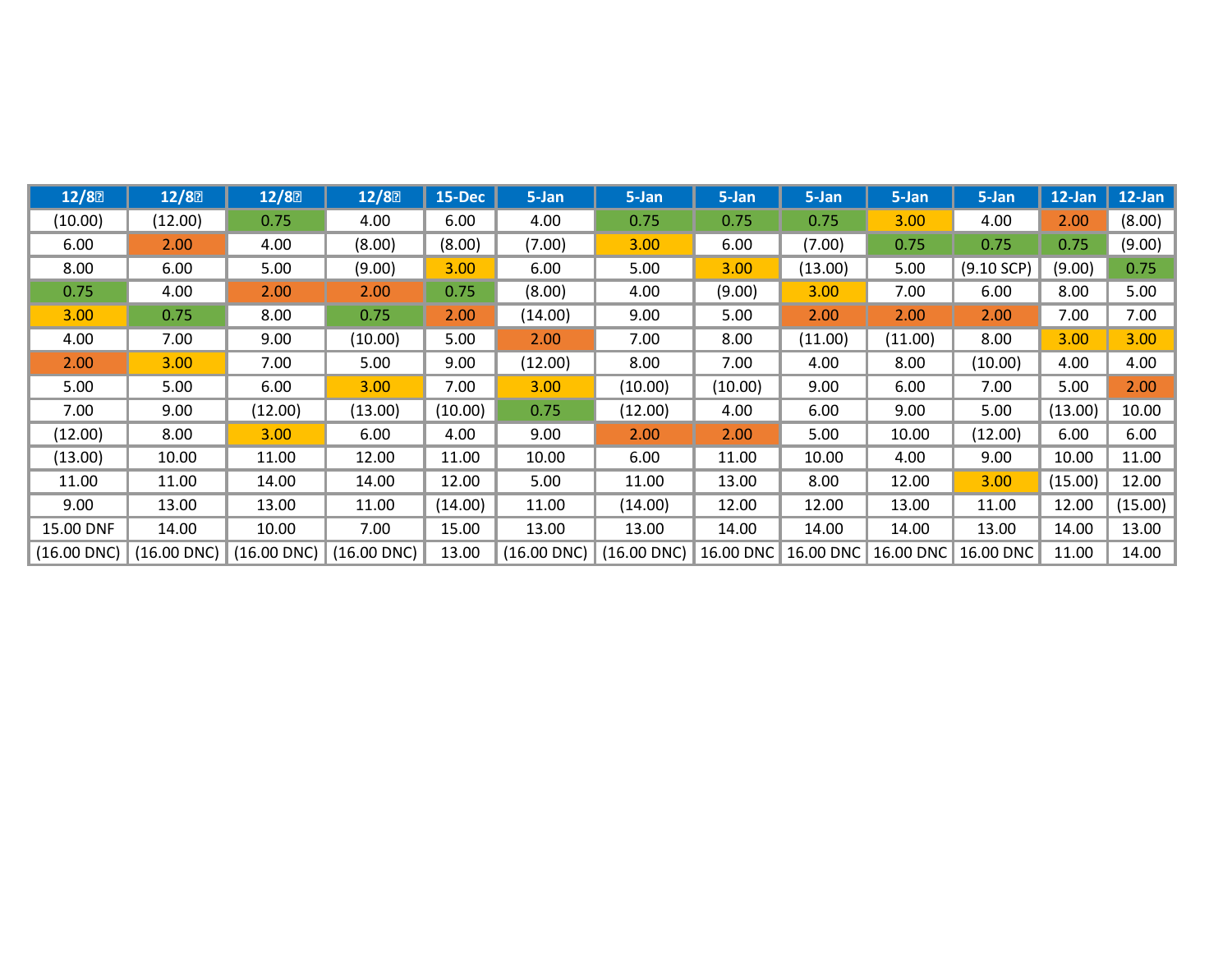| 12/8 | 12/8 | 12/8 | 12/8 | 15-Dec | 5-Jan | 5-Jan | 5-Jan | 5-Jan | 5-Jan | 5-Jan | 12-Jan | 12-Jan |
|---|---|---|---|---|---|---|---|---|---|---|---|---|
| (10.00) | (12.00) | 0.75 | 4.00 | 6.00 | 4.00 | 0.75 | 0.75 | 0.75 | 3.00 | 4.00 | 2.00 | (8.00) |
| 6.00 | 2.00 | 4.00 | (8.00) | (8.00) | (7.00) | 3.00 | 6.00 | (7.00) | 0.75 | 0.75 | 0.75 | (9.00) |
| 8.00 | 6.00 | 5.00 | (9.00) | 3.00 | 6.00 | 5.00 | 3.00 | (13.00) | 5.00 | (9.10 SCP) | (9.00) | 0.75 |
| 0.75 | 4.00 | 2.00 | 2.00 | 0.75 | (8.00) | 4.00 | (9.00) | 3.00 | 7.00 | 6.00 | 8.00 | 5.00 |
| 3.00 | 0.75 | 8.00 | 0.75 | 2.00 | (14.00) | 9.00 | 5.00 | 2.00 | 2.00 | 2.00 | 7.00 | 7.00 |
| 4.00 | 7.00 | 9.00 | (10.00) | 5.00 | 2.00 | 7.00 | 8.00 | (11.00) | (11.00) | 8.00 | 3.00 | 3.00 |
| 2.00 | 3.00 | 7.00 | 5.00 | 9.00 | (12.00) | 8.00 | 7.00 | 4.00 | 8.00 | (10.00) | 4.00 | 4.00 |
| 5.00 | 5.00 | 6.00 | 3.00 | 7.00 | 3.00 | (10.00) | (10.00) | 9.00 | 6.00 | 7.00 | 5.00 | 2.00 |
| 7.00 | 9.00 | (12.00) | (13.00) | (10.00) | 0.75 | (12.00) | 4.00 | 6.00 | 9.00 | 5.00 | (13.00) | 10.00 |
| (12.00) | 8.00 | 3.00 | 6.00 | 4.00 | 9.00 | 2.00 | 2.00 | 5.00 | 10.00 | (12.00) | 6.00 | 6.00 |
| (13.00) | 10.00 | 11.00 | 12.00 | 11.00 | 10.00 | 6.00 | 11.00 | 10.00 | 4.00 | 9.00 | 10.00 | 11.00 |
| 11.00 | 11.00 | 14.00 | 14.00 | 12.00 | 5.00 | 11.00 | 13.00 | 8.00 | 12.00 | 3.00 | (15.00) | 12.00 |
| 9.00 | 13.00 | 13.00 | 11.00 | (14.00) | 11.00 | (14.00) | 12.00 | 12.00 | 13.00 | 11.00 | 12.00 | (15.00) |
| 15.00 DNF | 14.00 | 10.00 | 7.00 | 15.00 | 13.00 | 13.00 | 14.00 | 14.00 | 14.00 | 13.00 | 14.00 | 13.00 |
| (16.00 DNC) | (16.00 DNC) | (16.00 DNC) | (16.00 DNC) | 13.00 | (16.00 DNC) | (16.00 DNC) | 16.00 DNC | 16.00 DNC | 16.00 DNC | 16.00 DNC | 11.00 | 14.00 |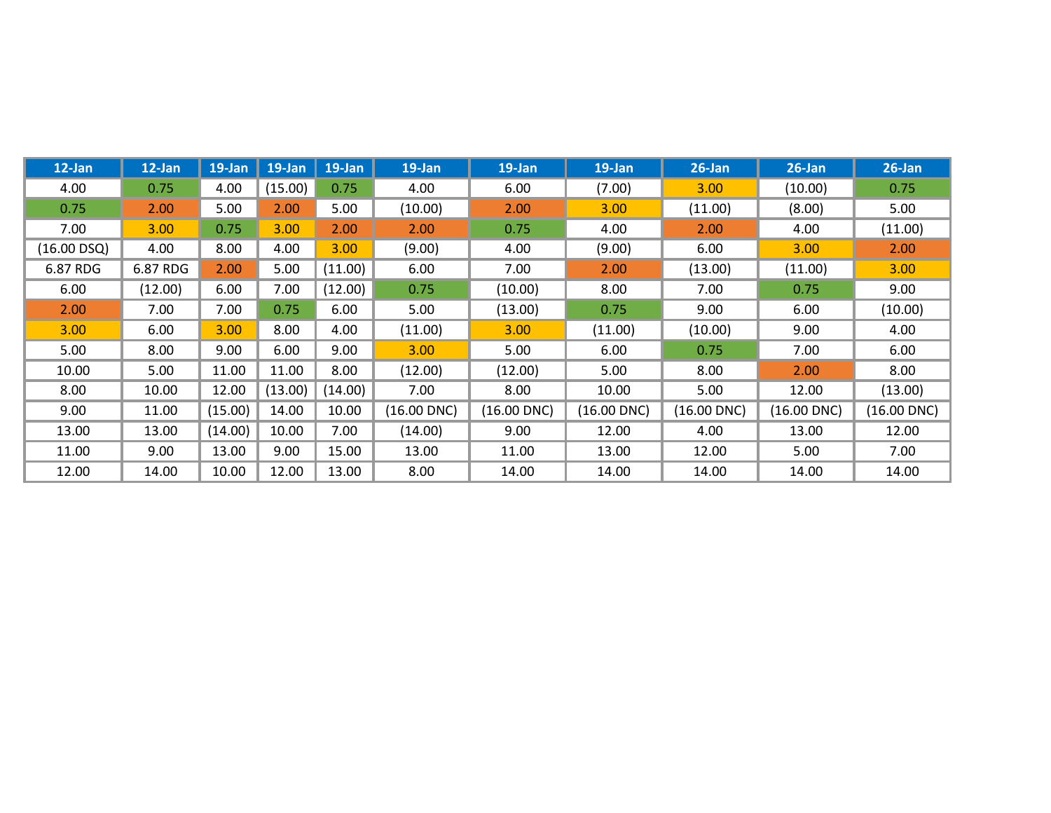| 12-Jan | 12-Jan | 19-Jan | 19-Jan | 19-Jan | 19-Jan | 19-Jan | 19-Jan | 26-Jan | 26-Jan | 26-Jan |
|---|---|---|---|---|---|---|---|---|---|---|
| 4.00 | 0.75 | 4.00 | (15.00) | 0.75 | 4.00 | 6.00 | (7.00) | 3.00 | (10.00) | 0.75 |
| 0.75 | 2.00 | 5.00 | 2.00 | 5.00 | (10.00) | 2.00 | 3.00 | (11.00) | (8.00) | 5.00 |
| 7.00 | 3.00 | 0.75 | 3.00 | 2.00 | 2.00 | 0.75 | 4.00 | 2.00 | 4.00 | (11.00) |
| (16.00 DSQ) | 4.00 | 8.00 | 4.00 | 3.00 | (9.00) | 4.00 | (9.00) | 6.00 | 3.00 | 2.00 |
| 6.87 RDG | 6.87 RDG | 2.00 | 5.00 | (11.00) | 6.00 | 7.00 | 2.00 | (13.00) | (11.00) | 3.00 |
| 6.00 | (12.00) | 6.00 | 7.00 | (12.00) | 0.75 | (10.00) | 8.00 | 7.00 | 0.75 | 9.00 |
| 2.00 | 7.00 | 7.00 | 0.75 | 6.00 | 5.00 | (13.00) | 0.75 | 9.00 | 6.00 | (10.00) |
| 3.00 | 6.00 | 3.00 | 8.00 | 4.00 | (11.00) | 3.00 | (11.00) | (10.00) | 9.00 | 4.00 |
| 5.00 | 8.00 | 9.00 | 6.00 | 9.00 | 3.00 | 5.00 | 6.00 | 0.75 | 7.00 | 6.00 |
| 10.00 | 5.00 | 11.00 | 11.00 | 8.00 | (12.00) | (12.00) | 5.00 | 8.00 | 2.00 | 8.00 |
| 8.00 | 10.00 | 12.00 | (13.00) | (14.00) | 7.00 | 8.00 | 10.00 | 5.00 | 12.00 | (13.00) |
| 9.00 | 11.00 | (15.00) | 14.00 | 10.00 | (16.00 DNC) | (16.00 DNC) | (16.00 DNC) | (16.00 DNC) | (16.00 DNC) | (16.00 DNC) |
| 13.00 | 13.00 | (14.00) | 10.00 | 7.00 | (14.00) | 9.00 | 12.00 | 4.00 | 13.00 | 12.00 |
| 11.00 | 9.00 | 13.00 | 9.00 | 15.00 | 13.00 | 11.00 | 13.00 | 12.00 | 5.00 | 7.00 |
| 12.00 | 14.00 | 10.00 | 12.00 | 13.00 | 8.00 | 14.00 | 14.00 | 14.00 | 14.00 | 14.00 |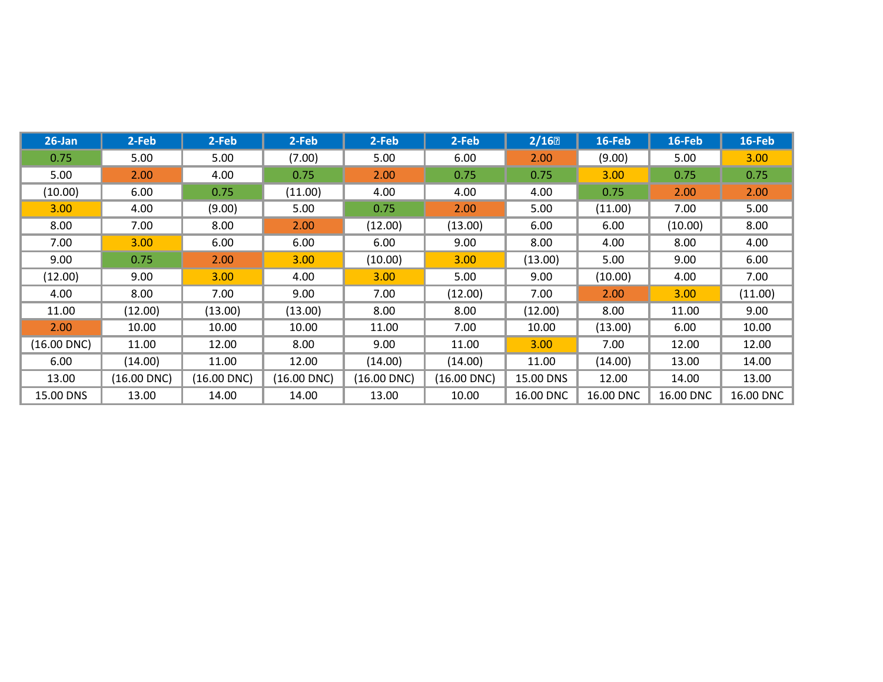| 26-Jan | 2-Feb | 2-Feb | 2-Feb | 2-Feb | 2-Feb | 2/16 | 16-Feb | 16-Feb | 16-Feb |
|---|---|---|---|---|---|---|---|---|---|
| 0.75 | 5.00 | 5.00 | (7.00) | 5.00 | 6.00 | 2.00 | (9.00) | 5.00 | 3.00 |
| 5.00 | 2.00 | 4.00 | 0.75 | 2.00 | 0.75 | 0.75 | 3.00 | 0.75 | 0.75 |
| (10.00) | 6.00 | 0.75 | (11.00) | 4.00 | 4.00 | 4.00 | 0.75 | 2.00 | 2.00 |
| 3.00 | 4.00 | (9.00) | 5.00 | 0.75 | 2.00 | 5.00 | (11.00) | 7.00 | 5.00 |
| 8.00 | 7.00 | 8.00 | 2.00 | (12.00) | (13.00) | 6.00 | 6.00 | (10.00) | 8.00 |
| 7.00 | 3.00 | 6.00 | 6.00 | 6.00 | 9.00 | 8.00 | 4.00 | 8.00 | 4.00 |
| 9.00 | 0.75 | 2.00 | 3.00 | (10.00) | 3.00 | (13.00) | 5.00 | 9.00 | 6.00 |
| (12.00) | 9.00 | 3.00 | 4.00 | 3.00 | 5.00 | 9.00 | (10.00) | 4.00 | 7.00 |
| 4.00 | 8.00 | 7.00 | 9.00 | 7.00 | (12.00) | 7.00 | 2.00 | 3.00 | (11.00) |
| 11.00 | (12.00) | (13.00) | (13.00) | 8.00 | 8.00 | (12.00) | 8.00 | 11.00 | 9.00 |
| 2.00 | 10.00 | 10.00 | 10.00 | 11.00 | 7.00 | 10.00 | (13.00) | 6.00 | 10.00 |
| (16.00 DNC) | 11.00 | 12.00 | 8.00 | 9.00 | 11.00 | 3.00 | 7.00 | 12.00 | 12.00 |
| 6.00 | (14.00) | 11.00 | 12.00 | (14.00) | (14.00) | 11.00 | (14.00) | 13.00 | 14.00 |
| 13.00 | (16.00 DNC) | (16.00 DNC) | (16.00 DNC) | (16.00 DNC) | (16.00 DNC) | 15.00 DNS | 12.00 | 14.00 | 13.00 |
| 15.00 DNS | 13.00 | 14.00 | 14.00 | 13.00 | 10.00 | 16.00 DNC | 16.00 DNC | 16.00 DNC | 16.00 DNC |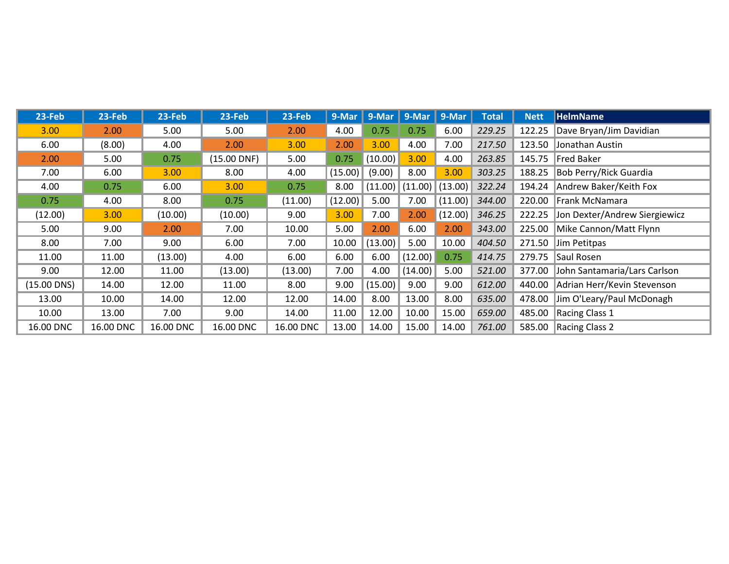| 23-Feb | 23-Feb | 23-Feb | 23-Feb | 23-Feb | 9-Mar | 9-Mar | 9-Mar | 9-Mar | Total | Nett | HelmName |
|---|---|---|---|---|---|---|---|---|---|---|---|
| 3.00 | 2.00 | 5.00 | 5.00 | 2.00 | 4.00 | 0.75 | 0.75 | 6.00 | *229.25* | 122.25 | Dave Bryan/Jim Davidian |
| 6.00 | (8.00) | 4.00 | 2.00 | 3.00 | 2.00 | 3.00 | 4.00 | 7.00 | *217.50* | 123.50 | Jonathan Austin |
| 2.00 | 5.00 | 0.75 | (15.00 DNF) | 5.00 | 0.75 | (10.00) | 3.00 | 4.00 | *263.85* | 145.75 | Fred Baker |
| 7.00 | 6.00 | 3.00 | 8.00 | 4.00 | (15.00) | (9.00) | 8.00 | 3.00 | *303.25* | 188.25 | Bob Perry/Rick Guardia |
| 4.00 | 0.75 | 6.00 | 3.00 | 0.75 | 8.00 | (11.00) | (11.00) | (13.00) | *322.24* | 194.24 | Andrew Baker/Keith Fox |
| 0.75 | 4.00 | 8.00 | 0.75 | (11.00) | (12.00) | 5.00 | 7.00 | (11.00) | *344.00* | 220.00 | Frank McNamara |
| (12.00) | 3.00 | (10.00) | (10.00) | 9.00 | 3.00 | 7.00 | 2.00 | (12.00) | *346.25* | 222.25 | Jon Dexter/Andrew Siergiewicz |
| 5.00 | 9.00 | 2.00 | 7.00 | 10.00 | 5.00 | 2.00 | 6.00 | 2.00 | *343.00* | 225.00 | Mike Cannon/Matt Flynn |
| 8.00 | 7.00 | 9.00 | 6.00 | 7.00 | 10.00 | (13.00) | 5.00 | 10.00 | *404.50* | 271.50 | Jim Petitpas |
| 11.00 | 11.00 | (13.00) | 4.00 | 6.00 | 6.00 | 6.00 | (12.00) | 0.75 | *414.75* | 279.75 | Saul Rosen |
| 9.00 | 12.00 | 11.00 | (13.00) | (13.00) | 7.00 | 4.00 | (14.00) | 5.00 | *521.00* | 377.00 | John Santamaria/Lars Carlson |
| (15.00 DNS) | 14.00 | 12.00 | 11.00 | 8.00 | 9.00 | (15.00) | 9.00 | 9.00 | *612.00* | 440.00 | Adrian Herr/Kevin Stevenson |
| 13.00 | 10.00 | 14.00 | 12.00 | 12.00 | 14.00 | 8.00 | 13.00 | 8.00 | *635.00* | 478.00 | Jim O'Leary/Paul McDonagh |
| 10.00 | 13.00 | 7.00 | 9.00 | 14.00 | 11.00 | 12.00 | 10.00 | 15.00 | *659.00* | 485.00 | Racing Class 1 |
| 16.00 DNC | 16.00 DNC | 16.00 DNC | 16.00 DNC | 16.00 DNC | 13.00 | 14.00 | 15.00 | 14.00 | *761.00* | 585.00 | Racing Class 2 |